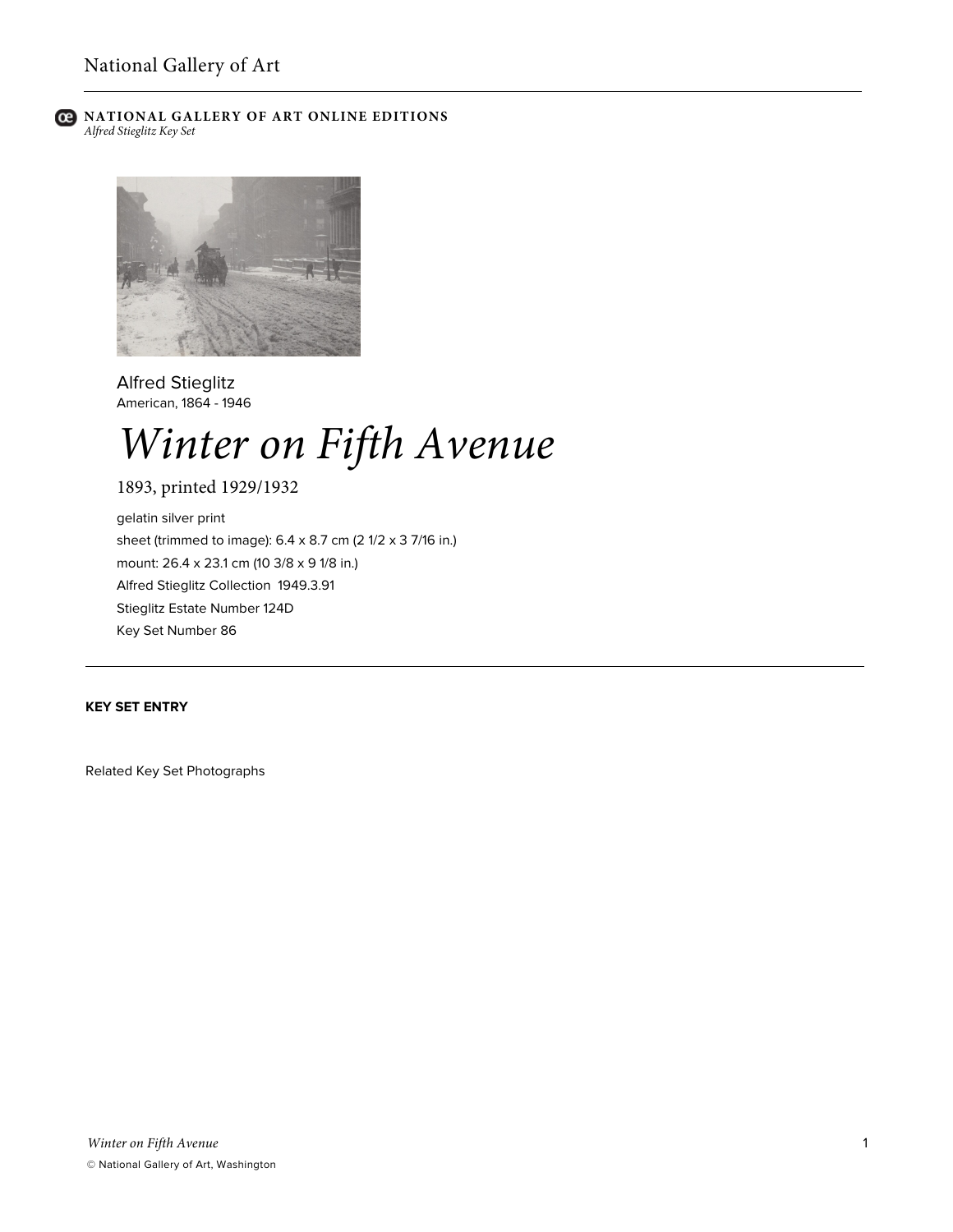**NATIONAL GALLERY OF ART ONLINE EDITIONS**
*Alfred Stieglitz Key Set*

Alfred Stieglitz
American, 1864 - 1946

# *Winter on Fifth Avenue*

1893, printed 1929/1932

gelatin silver print
sheet (trimmed to image): 6.4 x 8.7 cm (2 1/2 x 3 7/16 in.)
mount: 26.4 x 23.1 cm (10 3/8 x 9 1/8 in.)
Alfred Stieglitz Collection 1949.3.91
Stieglitz Estate Number 124D
Key Set Number 86

---

**KEY SET ENTRY**

Related Key Set Photographs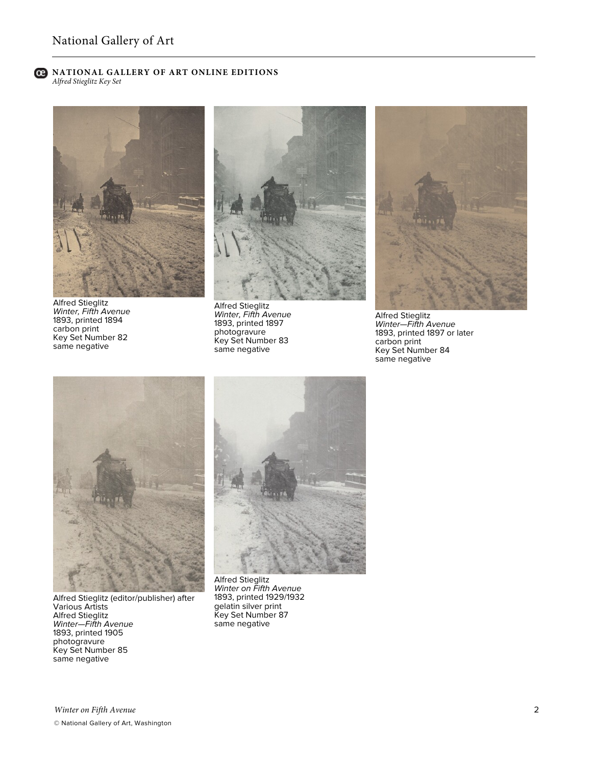Alfred Stieglitz
*Winter, Fifth Avenue*
1893, printed 1894
carbon print
Key Set Number 82
same negative

Alfred Stieglitz
*Winter, Fifth Avenue*
1893, printed 1897
photogravure
Key Set Number 83
same negative

Alfred Stieglitz
*Winter—Fifth Avenue*
1893, printed 1897 or later
carbon print
Key Set Number 84
same negative

Alfred Stieglitz (editor/publisher) after Various Artists
Alfred Stieglitz
*Winter—Fifth Avenue*
1893, printed 1905
photogravure
Key Set Number 85
same negative

Alfred Stieglitz
*Winter on Fifth Avenue*
1893, printed 1929/1932
gelatin silver print
Key Set Number 87
same negative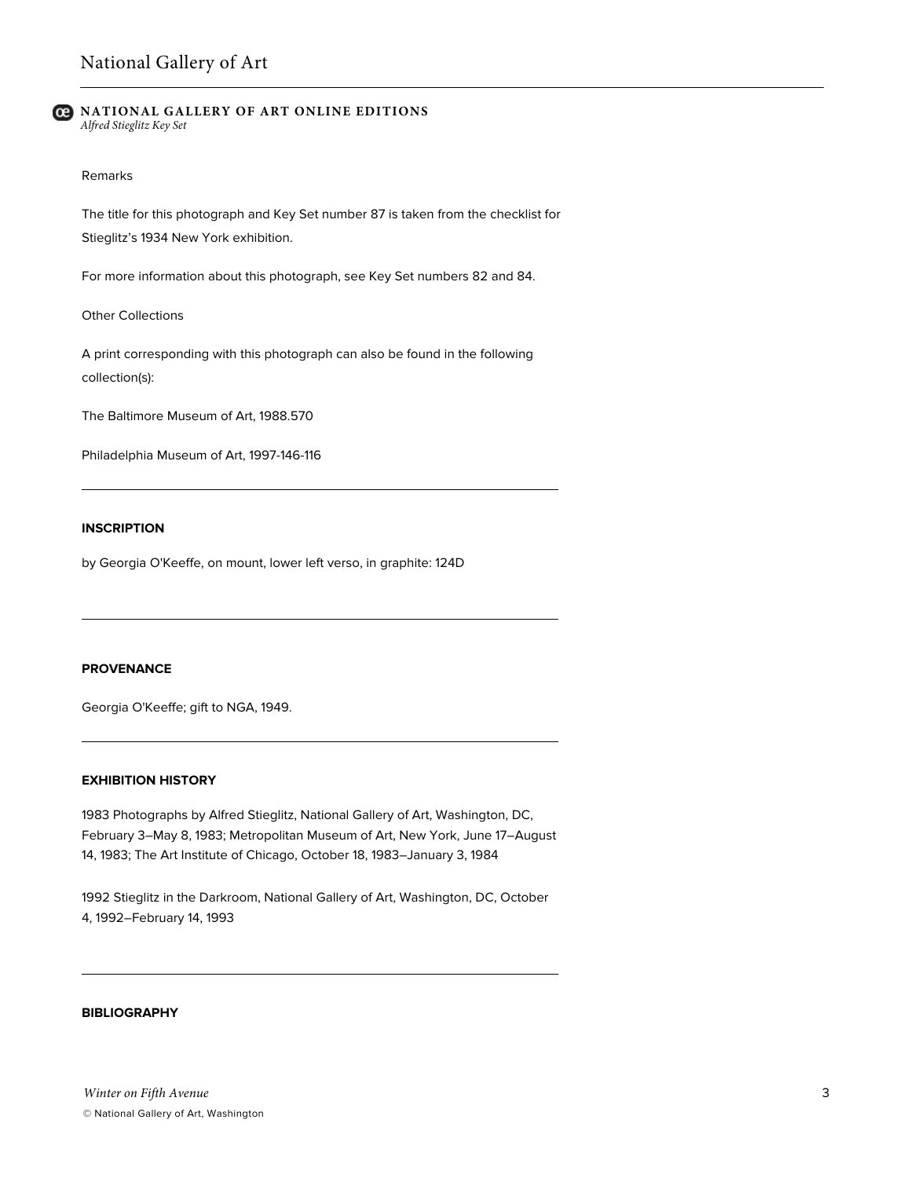Remarks

The title for this photograph and Key Set number 87 is taken from the checklist for Stieglitz's 1934 New York exhibition.

For more information about this photograph, see Key Set numbers 82 and 84.

Other Collections

A print corresponding with this photograph can also be found in the following collection(s):

The Baltimore Museum of Art, 1988.570

Philadelphia Museum of Art, 1997-146-116

---

**INSCRIPTION**

by Georgia O'Keeffe, on mount, lower left verso, in graphite: 124D

---

**PROVENANCE**

Georgia O'Keeffe; gift to NGA, 1949.

---

**EXHIBITION HISTORY**

1983 Photographs by Alfred Stieglitz, National Gallery of Art, Washington, DC, February 3–May 8, 1983; Metropolitan Museum of Art, New York, June 17–August 14, 1983; The Art Institute of Chicago, October 18, 1983–January 3, 1984

1992 Stieglitz in the Darkroom, National Gallery of Art, Washington, DC, October 4, 1992–February 14, 1993

---

**BIBLIOGRAPHY**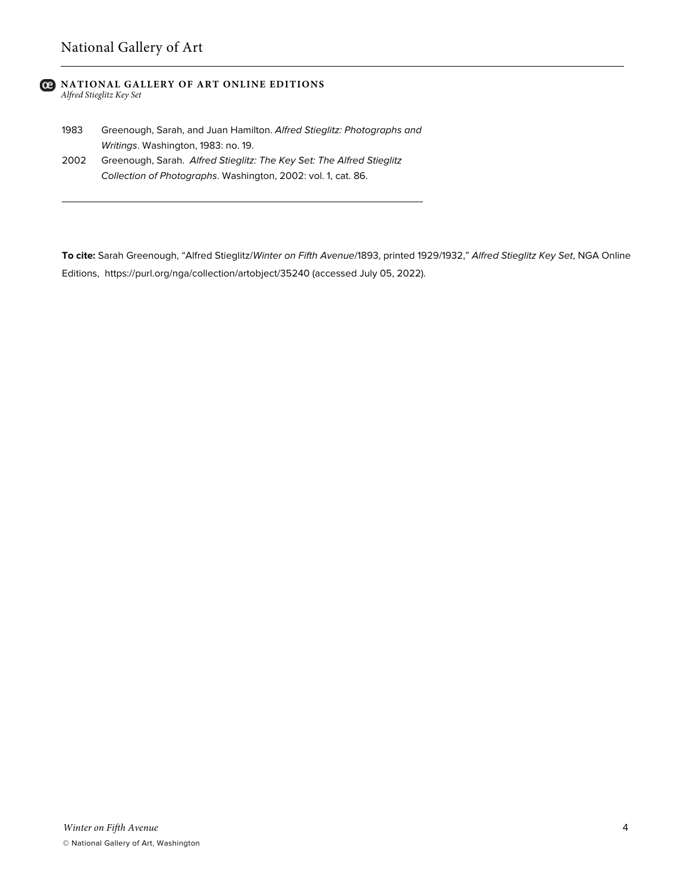1983 Greenough, Sarah, and Juan Hamilton. *Alfred Stieglitz: Photographs and Writings*. Washington, 1983: no. 19.

2002 Greenough, Sarah. *Alfred Stieglitz: The Key Set: The Alfred Stieglitz Collection of Photographs*. Washington, 2002: vol. 1, cat. 86.

---

**To cite:** Sarah Greenough, "Alfred Stieglitz/*Winter on Fifth Avenue*/1893, printed 1929/1932," *Alfred Stieglitz Key Set*, NGA Online Editions, https://purl.org/nga/collection/artobject/35240 (accessed July 05, 2022).